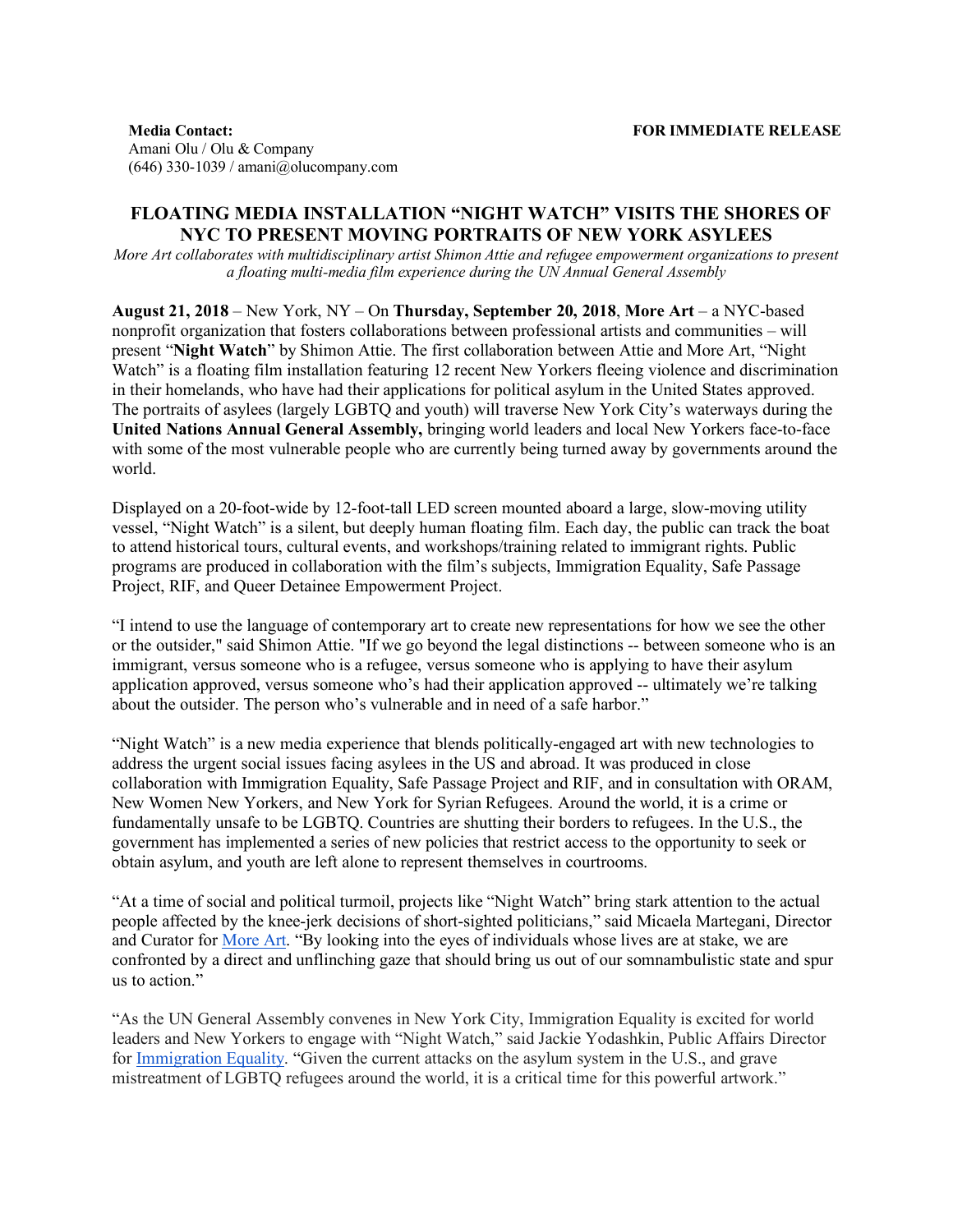**Media Contact:**
Amani Olu / Olu & Company
(646) 330-1039 / amani@olucompany.com

**FOR IMMEDIATE RELEASE**

# FLOATING MEDIA INSTALLATION "NIGHT WATCH" VISITS THE SHORES OF NYC TO PRESENT MOVING PORTRAITS OF NEW YORK ASYLEES

*More Art collaborates with multidisciplinary artist Shimon Attie and refugee empowerment organizations to present a floating multi-media film experience during the UN Annual General Assembly*

**August 21, 2018** – New York, NY – On **Thursday, September 20, 2018**, **More Art** – a NYC-based nonprofit organization that fosters collaborations between professional artists and communities – will present "**Night Watch**" by Shimon Attie. The first collaboration between Attie and More Art, "Night Watch" is a floating film installation featuring 12 recent New Yorkers fleeing violence and discrimination in their homelands, who have had their applications for political asylum in the United States approved. The portraits of asylees (largely LGBTQ and youth) will traverse New York City's waterways during the **United Nations Annual General Assembly,** bringing world leaders and local New Yorkers face-to-face with some of the most vulnerable people who are currently being turned away by governments around the world.

Displayed on a 20-foot-wide by 12-foot-tall LED screen mounted aboard a large, slow-moving utility vessel, "Night Watch" is a silent, but deeply human floating film. Each day, the public can track the boat to attend historical tours, cultural events, and workshops/training related to immigrant rights. Public programs are produced in collaboration with the film's subjects, Immigration Equality, Safe Passage Project, RIF, and Queer Detainee Empowerment Project.

"I intend to use the language of contemporary art to create new representations for how we see the other or the outsider," said Shimon Attie. "If we go beyond the legal distinctions -- between someone who is an immigrant, versus someone who is a refugee, versus someone who is applying to have their asylum application approved, versus someone who's had their application approved -- ultimately we're talking about the outsider. The person who's vulnerable and in need of a safe harbor."

"Night Watch" is a new media experience that blends politically-engaged art with new technologies to address the urgent social issues facing asylees in the US and abroad. It was produced in close collaboration with Immigration Equality, Safe Passage Project and RIF, and in consultation with ORAM, New Women New Yorkers, and New York for Syrian Refugees. Around the world, it is a crime or fundamentally unsafe to be LGBTQ. Countries are shutting their borders to refugees. In the U.S., the government has implemented a series of new policies that restrict access to the opportunity to seek or obtain asylum, and youth are left alone to represent themselves in courtrooms.

"At a time of social and political turmoil, projects like "Night Watch" bring stark attention to the actual people affected by the knee-jerk decisions of short-sighted politicians," said Micaela Martegani, Director and Curator for More Art. "By looking into the eyes of individuals whose lives are at stake, we are confronted by a direct and unflinching gaze that should bring us out of our somnambulistic state and spur us to action."

"As the UN General Assembly convenes in New York City, Immigration Equality is excited for world leaders and New Yorkers to engage with "Night Watch," said Jackie Yodashkin, Public Affairs Director for Immigration Equality. "Given the current attacks on the asylum system in the U.S., and grave mistreatment of LGBTQ refugees around the world, it is a critical time for this powerful artwork."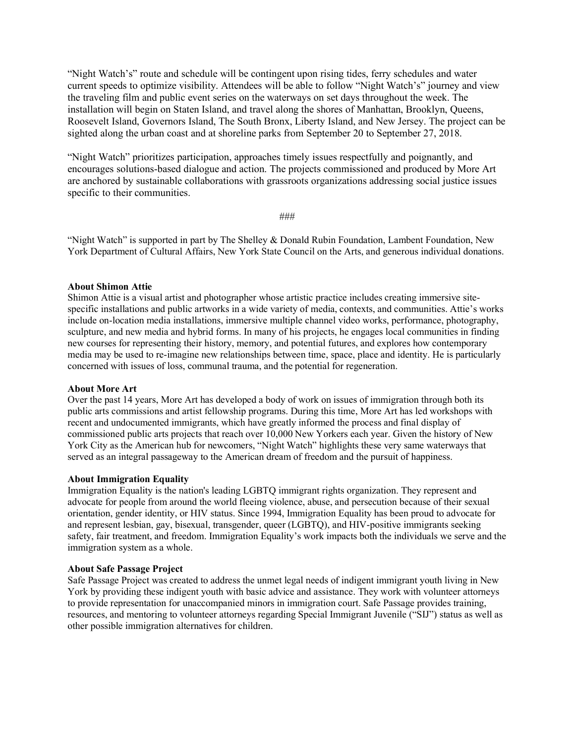"Night Watch's" route and schedule will be contingent upon rising tides, ferry schedules and water current speeds to optimize visibility. Attendees will be able to follow "Night Watch's" journey and view the traveling film and public event series on the waterways on set days throughout the week. The installation will begin on Staten Island, and travel along the shores of Manhattan, Brooklyn, Queens, Roosevelt Island, Governors Island, The South Bronx, Liberty Island, and New Jersey. The project can be sighted along the urban coast and at shoreline parks from September 20 to September 27, 2018.

"Night Watch" prioritizes participation, approaches timely issues respectfully and poignantly, and encourages solutions-based dialogue and action. The projects commissioned and produced by More Art are anchored by sustainable collaborations with grassroots organizations addressing social justice issues specific to their communities.

###

"Night Watch" is supported in part by The Shelley & Donald Rubin Foundation, Lambent Foundation, New York Department of Cultural Affairs, New York State Council on the Arts, and generous individual donations.

**About Shimon Attie**

Shimon Attie is a visual artist and photographer whose artistic practice includes creating immersive site-specific installations and public artworks in a wide variety of media, contexts, and communities. Attie's works include on-location media installations, immersive multiple channel video works, performance, photography, sculpture, and new media and hybrid forms. In many of his projects, he engages local communities in finding new courses for representing their history, memory, and potential futures, and explores how contemporary media may be used to re-imagine new relationships between time, space, place and identity. He is particularly concerned with issues of loss, communal trauma, and the potential for regeneration.

**About More Art**

Over the past 14 years, More Art has developed a body of work on issues of immigration through both its public arts commissions and artist fellowship programs. During this time, More Art has led workshops with recent and undocumented immigrants, which have greatly informed the process and final display of commissioned public arts projects that reach over 10,000 New Yorkers each year. Given the history of New York City as the American hub for newcomers, "Night Watch" highlights these very same waterways that served as an integral passageway to the American dream of freedom and the pursuit of happiness.

**About Immigration Equality**

Immigration Equality is the nation's leading LGBTQ immigrant rights organization. They represent and advocate for people from around the world fleeing violence, abuse, and persecution because of their sexual orientation, gender identity, or HIV status. Since 1994, Immigration Equality has been proud to advocate for and represent lesbian, gay, bisexual, transgender, queer (LGBTQ), and HIV-positive immigrants seeking safety, fair treatment, and freedom. Immigration Equality's work impacts both the individuals we serve and the immigration system as a whole.

**About Safe Passage Project**

Safe Passage Project was created to address the unmet legal needs of indigent immigrant youth living in New York by providing these indigent youth with basic advice and assistance. They work with volunteer attorneys to provide representation for unaccompanied minors in immigration court. Safe Passage provides training, resources, and mentoring to volunteer attorneys regarding Special Immigrant Juvenile ("SIJ") status as well as other possible immigration alternatives for children.